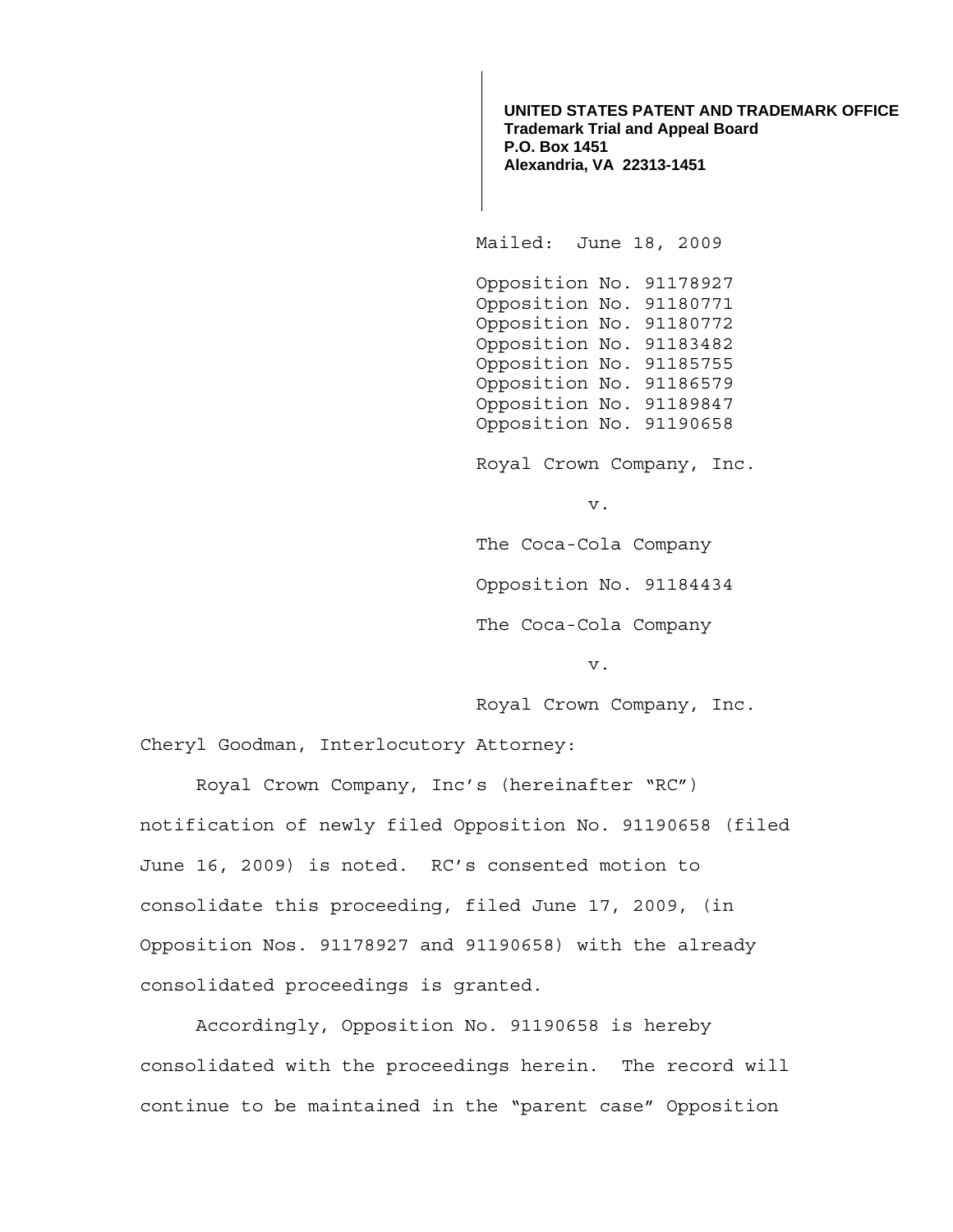**UNITED STATES PATENT AND TRADEMARK OFFICE**
**Trademark Trial and Appeal Board**
**P.O. Box 1451**
**Alexandria, VA 22313-1451**

Mailed: June 18, 2009

Opposition No. 91178927
Opposition No. 91180771
Opposition No. 91180772
Opposition No. 91183482
Opposition No. 91185755
Opposition No. 91186579
Opposition No. 91189847
Opposition No. 91190658

Royal Crown Company, Inc.

v.

The Coca-Cola Company

Opposition No. 91184434

The Coca-Cola Company

v.

Royal Crown Company, Inc.

Cheryl Goodman, Interlocutory Attorney:

Royal Crown Company, Inc's (hereinafter "RC") notification of newly filed Opposition No. 91190658 (filed June 16, 2009) is noted. RC's consented motion to consolidate this proceeding, filed June 17, 2009, (in Opposition Nos. 91178927 and 91190658) with the already consolidated proceedings is granted.

Accordingly, Opposition No. 91190658 is hereby consolidated with the proceedings herein. The record will continue to be maintained in the "parent case" Opposition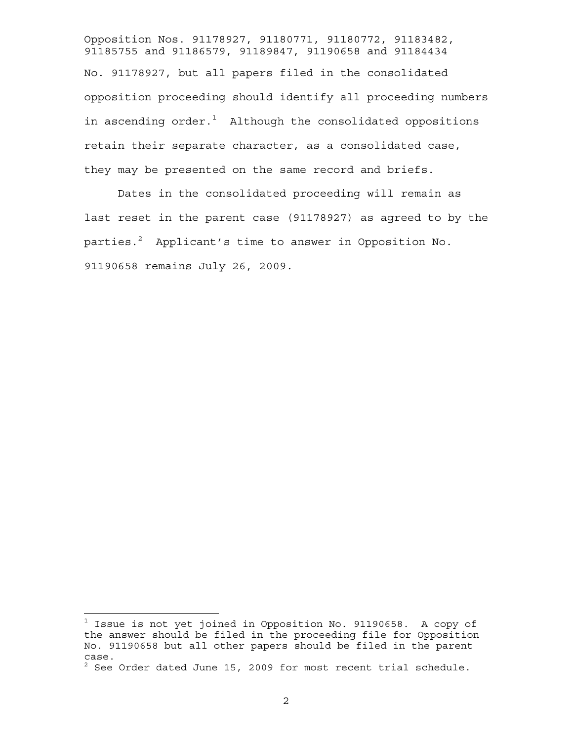No. 91178927, but all papers filed in the consolidated opposition proceeding should identify all proceeding numbers in ascending order.[1] Although the consolidated oppositions retain their separate character, as a consolidated case, they may be presented on the same record and briefs.

Dates in the consolidated proceeding will remain as last reset in the parent case (91178927) as agreed to by the parties.[2] Applicant's time to answer in Opposition No. 91190658 remains July 26, 2009.

---

[1] Issue is not yet joined in Opposition No. 91190658. A copy of the answer should be filed in the proceeding file for Opposition No. 91190658 but all other papers should be filed in the parent case.

[2] See Order dated June 15, 2009 for most recent trial schedule.